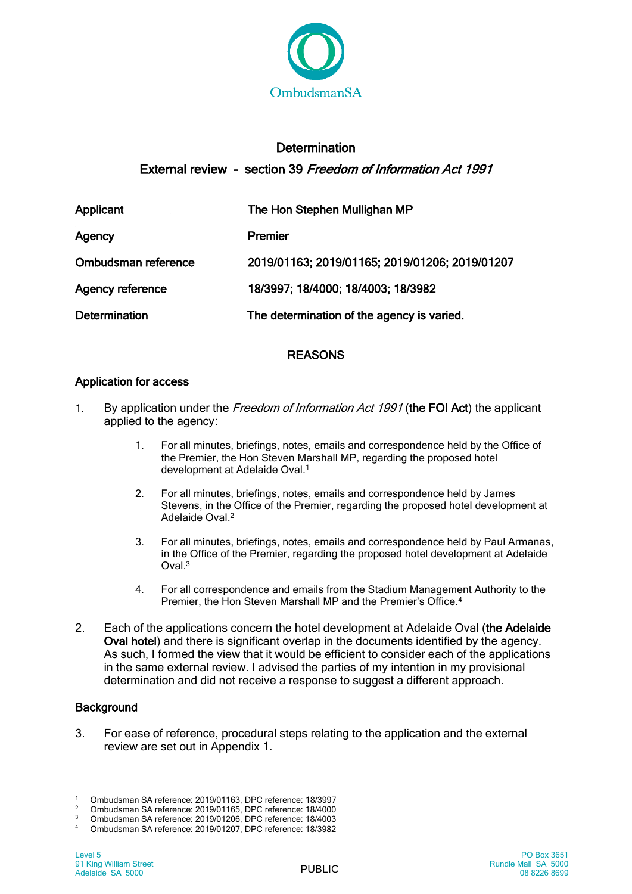# Determination

## External review - section 39 *Freedom of Information Act 1991*

| | |
|---|---|
| **Applicant** | **The Hon Stephen Mullighan MP** |
| **Agency** | **Premier** |
| **Ombudsman reference** | **2019/01163; 2019/01165; 2019/01206; 2019/01207** |
| **Agency reference** | **18/3997; 18/4000; 18/4003; 18/3982** |
| **Determination** | **The determination of the agency is varied.** |

## REASONS

### Application for access

1. By application under the *Freedom of Information Act 1991* (**the FOI Act**) the applicant applied to the agency:

   1. For all minutes, briefings, notes, emails and correspondence held by the Office of the Premier, the Hon Steven Marshall MP, regarding the proposed hotel development at Adelaide Oval.[1]

   2. For all minutes, briefings, notes, emails and correspondence held by James Stevens, in the Office of the Premier, regarding the proposed hotel development at Adelaide Oval.[2]

   3. For all minutes, briefings, notes, emails and correspondence held by Paul Armanas, in the Office of the Premier, regarding the proposed hotel development at Adelaide Oval.[3]

   4. For all correspondence and emails from the Stadium Management Authority to the Premier, the Hon Steven Marshall MP and the Premier's Office.[4]

2. Each of the applications concern the hotel development at Adelaide Oval (**the Adelaide Oval hotel**) and there is significant overlap in the documents identified by the agency. As such, I formed the view that it would be efficient to consider each of the applications in the same external review. I advised the parties of my intention in my provisional determination and did not receive a response to suggest a different approach.

### Background

3. For ease of reference, procedural steps relating to the application and the external review are set out in Appendix 1.

---

[1] Ombudsman SA reference: 2019/01163, DPC reference: 18/3997
[2] Ombudsman SA reference: 2019/01165, DPC reference: 18/4000
[3] Ombudsman SA reference: 2019/01206, DPC reference: 18/4003
[4] Ombudsman SA reference: 2019/01207, DPC reference: 18/3982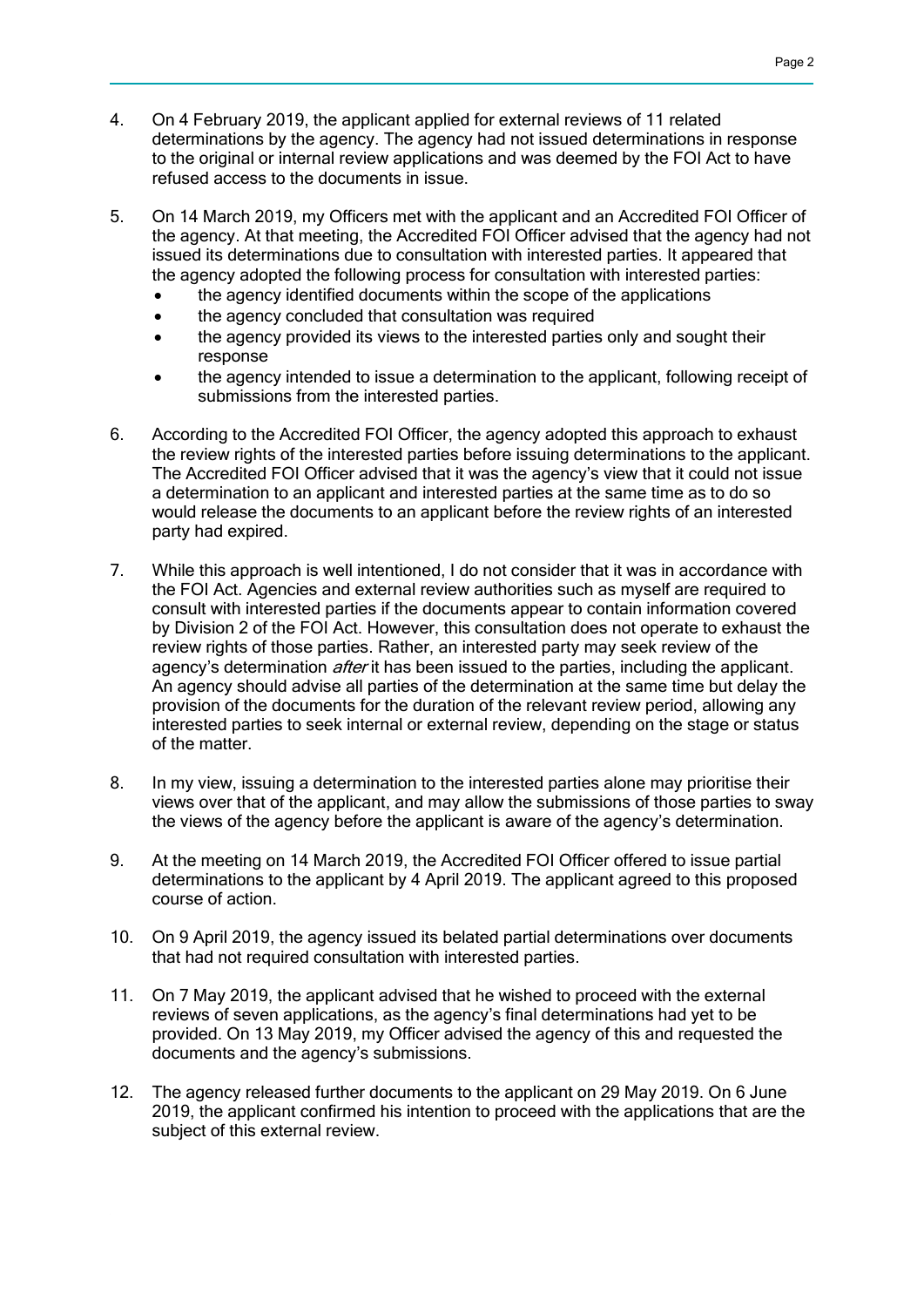4. On 4 February 2019, the applicant applied for external reviews of 11 related determinations by the agency. The agency had not issued determinations in response to the original or internal review applications and was deemed by the FOI Act to have refused access to the documents in issue.

5. On 14 March 2019, my Officers met with the applicant and an Accredited FOI Officer of the agency. At that meeting, the Accredited FOI Officer advised that the agency had not issued its determinations due to consultation with interested parties. It appeared that the agency adopted the following process for consultation with interested parties:
   - the agency identified documents within the scope of the applications
   - the agency concluded that consultation was required
   - the agency provided its views to the interested parties only and sought their response
   - the agency intended to issue a determination to the applicant, following receipt of submissions from the interested parties.

6. According to the Accredited FOI Officer, the agency adopted this approach to exhaust the review rights of the interested parties before issuing determinations to the applicant. The Accredited FOI Officer advised that it was the agency's view that it could not issue a determination to an applicant and interested parties at the same time as to do so would release the documents to an applicant before the review rights of an interested party had expired.

7. While this approach is well intentioned, I do not consider that it was in accordance with the FOI Act. Agencies and external review authorities such as myself are required to consult with interested parties if the documents appear to contain information covered by Division 2 of the FOI Act. However, this consultation does not operate to exhaust the review rights of those parties. Rather, an interested party may seek review of the agency's determination *after* it has been issued to the parties, including the applicant. An agency should advise all parties of the determination at the same time but delay the provision of the documents for the duration of the relevant review period, allowing any interested parties to seek internal or external review, depending on the stage or status of the matter.

8. In my view, issuing a determination to the interested parties alone may prioritise their views over that of the applicant, and may allow the submissions of those parties to sway the views of the agency before the applicant is aware of the agency's determination.

9. At the meeting on 14 March 2019, the Accredited FOI Officer offered to issue partial determinations to the applicant by 4 April 2019. The applicant agreed to this proposed course of action.

10. On 9 April 2019, the agency issued its belated partial determinations over documents that had not required consultation with interested parties.

11. On 7 May 2019, the applicant advised that he wished to proceed with the external reviews of seven applications, as the agency's final determinations had yet to be provided. On 13 May 2019, my Officer advised the agency of this and requested the documents and the agency's submissions.

12. The agency released further documents to the applicant on 29 May 2019. On 6 June 2019, the applicant confirmed his intention to proceed with the applications that are the subject of this external review.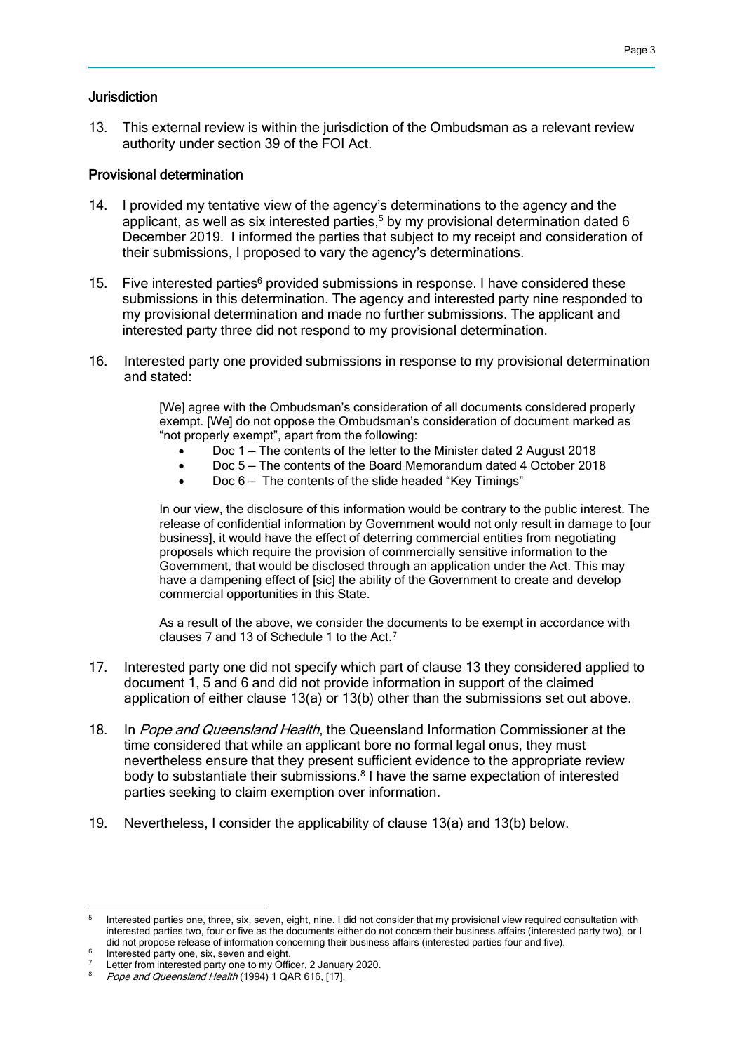## Jurisdiction

13. This external review is within the jurisdiction of the Ombudsman as a relevant review authority under section 39 of the FOI Act.

## Provisional determination

14. I provided my tentative view of the agency's determinations to the agency and the applicant, as well as six interested parties,[5] by my provisional determination dated 6 December 2019. I informed the parties that subject to my receipt and consideration of their submissions, I proposed to vary the agency's determinations.

15. Five interested parties[6] provided submissions in response. I have considered these submissions in this determination. The agency and interested party nine responded to my provisional determination and made no further submissions. The applicant and interested party three did not respond to my provisional determination.

16. Interested party one provided submissions in response to my provisional determination and stated:

> [We] agree with the Ombudsman's consideration of all documents considered properly exempt. [We] do not oppose the Ombudsman's consideration of document marked as "not properly exempt", apart from the following:
>
> - Doc 1 – The contents of the letter to the Minister dated 2 August 2018
> - Doc 5 – The contents of the Board Memorandum dated 4 October 2018
> - Doc 6 – The contents of the slide headed "Key Timings"
>
> In our view, the disclosure of this information would be contrary to the public interest. The release of confidential information by Government would not only result in damage to [our business], it would have the effect of deterring commercial entities from negotiating proposals which require the provision of commercially sensitive information to the Government, that would be disclosed through an application under the Act. This may have a dampening effect of [sic] the ability of the Government to create and develop commercial opportunities in this State.
>
> As a result of the above, we consider the documents to be exempt in accordance with clauses 7 and 13 of Schedule 1 to the Act.[7]

17. Interested party one did not specify which part of clause 13 they considered applied to document 1, 5 and 6 and did not provide information in support of the claimed application of either clause 13(a) or 13(b) other than the submissions set out above.

18. In *Pope and Queensland Health*, the Queensland Information Commissioner at the time considered that while an applicant bore no formal legal onus, they must nevertheless ensure that they present sufficient evidence to the appropriate review body to substantiate their submissions.[8] I have the same expectation of interested parties seeking to claim exemption over information.

19. Nevertheless, I consider the applicability of clause 13(a) and 13(b) below.

---

[5] Interested parties one, three, six, seven, eight, nine. I did not consider that my provisional view required consultation with interested parties two, four or five as the documents either do not concern their business affairs (interested party two), or I did not propose release of information concerning their business affairs (interested parties four and five).

[6] Interested party one, six, seven and eight.

[7] Letter from interested party one to my Officer, 2 January 2020.

[8] *Pope and Queensland Health* (1994) 1 QAR 616, [17].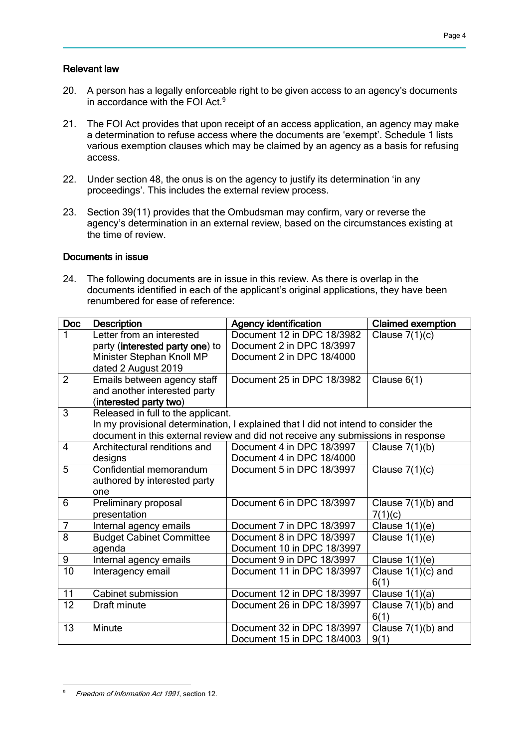### Relevant law

20. A person has a legally enforceable right to be given access to an agency's documents in accordance with the FOI Act.[9]

21. The FOI Act provides that upon receipt of an access application, an agency may make a determination to refuse access where the documents are 'exempt'. Schedule 1 lists various exemption clauses which may be claimed by an agency as a basis for refusing access.

22. Under section 48, the onus is on the agency to justify its determination 'in any proceedings'. This includes the external review process.

23. Section 39(11) provides that the Ombudsman may confirm, vary or reverse the agency's determination in an external review, based on the circumstances existing at the time of review.

### Documents in issue

24. The following documents are in issue in this review. As there is overlap in the documents identified in each of the applicant's original applications, they have been renumbered for ease of reference:

| Doc | Description | Agency identification | Claimed exemption |
|---|---|---|---|
| 1 | Letter from an interested party (**interested party one**) to Minister Stephan Knoll MP dated 2 August 2019 | Document 12 in DPC 18/3982<br>Document 2 in DPC 18/3997<br>Document 2 in DPC 18/4000 | Clause 7(1)(c) |
| 2 | Emails between agency staff and another interested party (**interested party two**) | Document 25 in DPC 18/3982 | Clause 6(1) |
| 3 | Released in full to the applicant.<br>In my provisional determination, I explained that I did not intend to consider the document in this external review and did not receive any submissions in response | | |
| 4 | Architectural renditions and designs | Document 4 in DPC 18/3997<br>Document 4 in DPC 18/4000 | Clause 7(1)(b) |
| 5 | Confidential memorandum authored by interested party one | Document 5 in DPC 18/3997 | Clause 7(1)(c) |
| 6 | Preliminary proposal presentation | Document 6 in DPC 18/3997 | Clause 7(1)(b) and 7(1)(c) |
| 7 | Internal agency emails | Document 7 in DPC 18/3997 | Clause 1(1)(e) |
| 8 | Budget Cabinet Committee agenda | Document 8 in DPC 18/3997<br>Document 10 in DPC 18/3997 | Clause 1(1)(e) |
| 9 | Internal agency emails | Document 9 in DPC 18/3997 | Clause 1(1)(e) |
| 10 | Interagency email | Document 11 in DPC 18/3997 | Clause 1(1)(c) and 6(1) |
| 11 | Cabinet submission | Document 12 in DPC 18/3997 | Clause 1(1)(a) |
| 12 | Draft minute | Document 26 in DPC 18/3997 | Clause 7(1)(b) and 6(1) |
| 13 | Minute | Document 32 in DPC 18/3997<br>Document 15 in DPC 18/4003 | Clause 7(1)(b) and 9(1) |

[9] *Freedom of Information Act 1991*, section 12.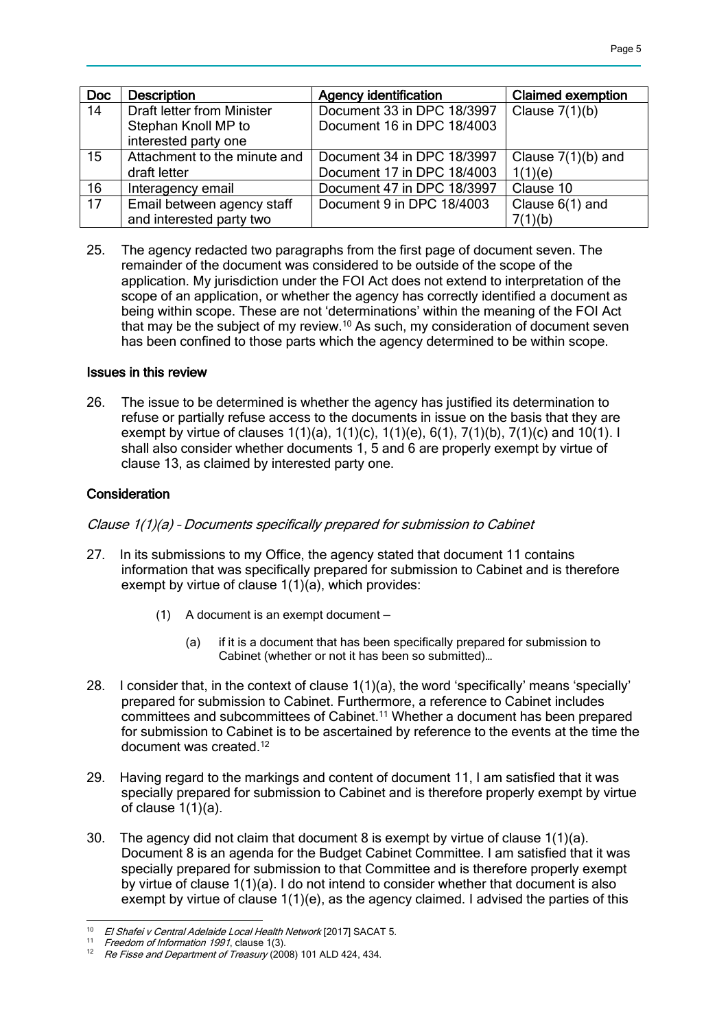| Doc | Description | Agency identification | Claimed exemption |
|---|---|---|---|
| 14 | Draft letter from Minister Stephan Knoll MP to interested party one | Document 33 in DPC 18/3997 Document 16 in DPC 18/4003 | Clause 7(1)(b) |
| 15 | Attachment to the minute and draft letter | Document 34 in DPC 18/3997 Document 17 in DPC 18/4003 | Clause 7(1)(b) and 1(1)(e) |
| 16 | Interagency email | Document 47 in DPC 18/3997 | Clause 10 |
| 17 | Email between agency staff and interested party two | Document 9 in DPC 18/4003 | Clause 6(1) and 7(1)(b) |

25. The agency redacted two paragraphs from the first page of document seven. The remainder of the document was considered to be outside of the scope of the application. My jurisdiction under the FOI Act does not extend to interpretation of the scope of an application, or whether the agency has correctly identified a document as being within scope. These are not 'determinations' within the meaning of the FOI Act that may be the subject of my review.[10] As such, my consideration of document seven has been confined to those parts which the agency determined to be within scope.

### Issues in this review

26. The issue to be determined is whether the agency has justified its determination to refuse or partially refuse access to the documents in issue on the basis that they are exempt by virtue of clauses 1(1)(a), 1(1)(c), 1(1)(e), 6(1), 7(1)(b), 7(1)(c) and 10(1). I shall also consider whether documents 1, 5 and 6 are properly exempt by virtue of clause 13, as claimed by interested party one.

### Consideration

*Clause 1(1)(a) – Documents specifically prepared for submission to Cabinet*

27. In its submissions to my Office, the agency stated that document 11 contains information that was specifically prepared for submission to Cabinet and is therefore exempt by virtue of clause 1(1)(a), which provides:

> (1) A document is an exempt document –
>
> (a) if it is a document that has been specifically prepared for submission to Cabinet (whether or not it has been so submitted)…

28. I consider that, in the context of clause 1(1)(a), the word 'specifically' means 'specially' prepared for submission to Cabinet. Furthermore, a reference to Cabinet includes committees and subcommittees of Cabinet.[11] Whether a document has been prepared for submission to Cabinet is to be ascertained by reference to the events at the time the document was created.[12]

29. Having regard to the markings and content of document 11, I am satisfied that it was specially prepared for submission to Cabinet and is therefore properly exempt by virtue of clause 1(1)(a).

30. The agency did not claim that document 8 is exempt by virtue of clause 1(1)(a). Document 8 is an agenda for the Budget Cabinet Committee. I am satisfied that it was specially prepared for submission to that Committee and is therefore properly exempt by virtue of clause 1(1)(a). I do not intend to consider whether that document is also exempt by virtue of clause 1(1)(e), as the agency claimed. I advised the parties of this

---

[10] *El Shafei v Central Adelaide Local Health Network* [2017] SACAT 5.

[11] *Freedom of Information 1991*, clause 1(3).

[12] *Re Fisse and Department of Treasury* (2008) 101 ALD 424, 434.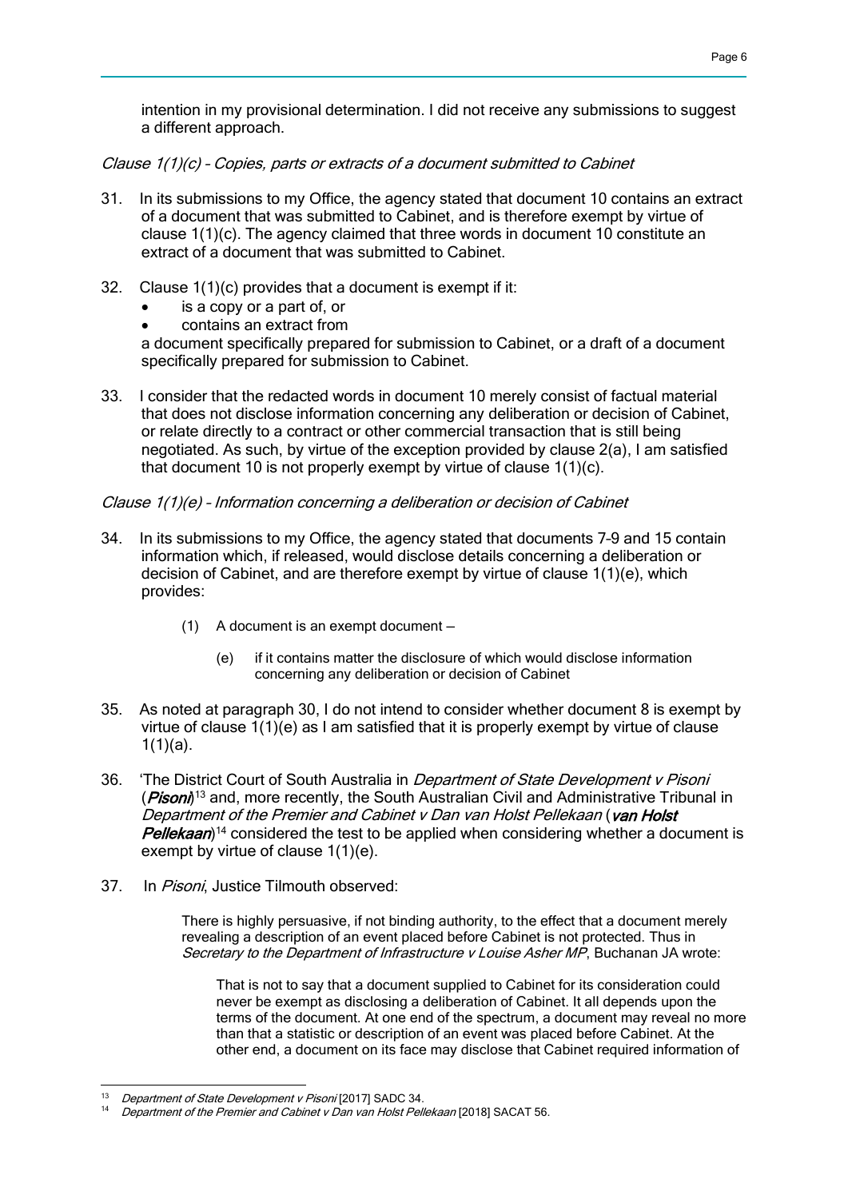intention in my provisional determination. I did not receive any submissions to suggest a different approach.

*Clause 1(1)(c) – Copies, parts or extracts of a document submitted to Cabinet*

31. In its submissions to my Office, the agency stated that document 10 contains an extract of a document that was submitted to Cabinet, and is therefore exempt by virtue of clause 1(1)(c). The agency claimed that three words in document 10 constitute an extract of a document that was submitted to Cabinet.

32. Clause 1(1)(c) provides that a document is exempt if it:
    - is a copy or a part of, or
    - contains an extract from

    a document specifically prepared for submission to Cabinet, or a draft of a document specifically prepared for submission to Cabinet.

33. I consider that the redacted words in document 10 merely consist of factual material that does not disclose information concerning any deliberation or decision of Cabinet, or relate directly to a contract or other commercial transaction that is still being negotiated. As such, by virtue of the exception provided by clause 2(a), I am satisfied that document 10 is not properly exempt by virtue of clause 1(1)(c).

*Clause 1(1)(e) – Information concerning a deliberation or decision of Cabinet*

34. In its submissions to my Office, the agency stated that documents 7-9 and 15 contain information which, if released, would disclose details concerning a deliberation or decision of Cabinet, and are therefore exempt by virtue of clause 1(1)(e), which provides:

    > (1) A document is an exempt document –
    >
    > (e) if it contains matter the disclosure of which would disclose information concerning any deliberation or decision of Cabinet

35. As noted at paragraph 30, I do not intend to consider whether document 8 is exempt by virtue of clause 1(1)(e) as I am satisfied that it is properly exempt by virtue of clause 1(1)(a).

36. 'The District Court of South Australia in *Department of State Development v Pisoni* (***Pisoni***)[13] and, more recently, the South Australian Civil and Administrative Tribunal in *Department of the Premier and Cabinet v Dan van Holst Pellekaan* (***van Holst Pellekaan***)[14] considered the test to be applied when considering whether a document is exempt by virtue of clause 1(1)(e).

37. In *Pisoni*, Justice Tilmouth observed:

    > There is highly persuasive, if not binding authority, to the effect that a document merely revealing a description of an event placed before Cabinet is not protected. Thus in *Secretary to the Department of Infrastructure v Louise Asher MP*, Buchanan JA wrote:
    >
    > > That is not to say that a document supplied to Cabinet for its consideration could never be exempt as disclosing a deliberation of Cabinet. It all depends upon the terms of the document. At one end of the spectrum, a document may reveal no more than that a statistic or description of an event was placed before Cabinet. At the other end, a document on its face may disclose that Cabinet required information of

---

[13] *Department of State Development v Pisoni* [2017] SADC 34.

[14] *Department of the Premier and Cabinet v Dan van Holst Pellekaan* [2018] SACAT 56.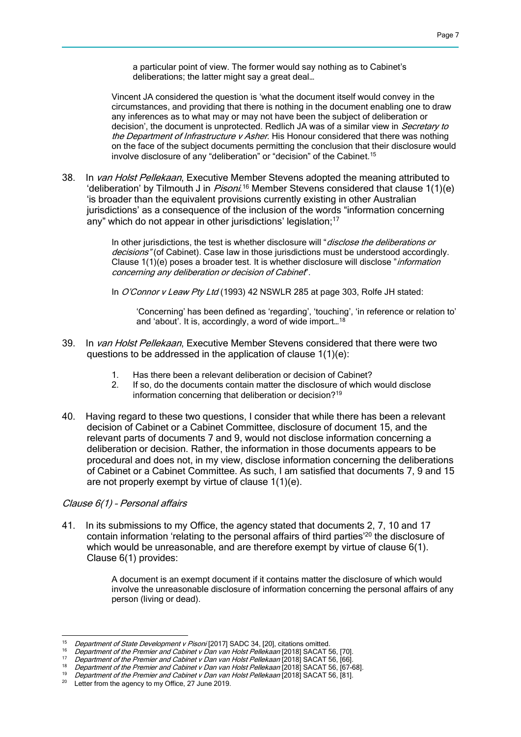> a particular point of view. The former would say nothing as to Cabinet's deliberations; the latter might say a great deal…
>
> Vincent JA considered the question is 'what the document itself would convey in the circumstances, and providing that there is nothing in the document enabling one to draw any inferences as to what may or may not have been the subject of deliberation or decision', the document is unprotected. Redlich JA was of a similar view in *Secretary to the Department of Infrastructure v Asher*. His Honour considered that there was nothing on the face of the subject documents permitting the conclusion that their disclosure would involve disclosure of any "deliberation" or "decision" of the Cabinet.[15]

38. In *van Holst Pellekaan*, Executive Member Stevens adopted the meaning attributed to 'deliberation' by Tilmouth J in *Pisoni*.[16] Member Stevens considered that clause 1(1)(e) 'is broader than the equivalent provisions currently existing in other Australian jurisdictions' as a consequence of the inclusion of the words "information concerning any" which do not appear in other jurisdictions' legislation;[17]

> In other jurisdictions, the test is whether disclosure will "*disclose the deliberations or decisions"* (of Cabinet). Case law in those jurisdictions must be understood accordingly. Clause 1(1)(e) poses a broader test. It is whether disclosure will disclose "*information concerning any deliberation or decision of Cabinet*".
>
> In *O'Connor v Leaw Pty Ltd* (1993) 42 NSWLR 285 at page 303, Rolfe JH stated:
>
> > 'Concerning' has been defined as 'regarding', 'touching', 'in reference or relation to' and 'about'. It is, accordingly, a word of wide import…[18]

39. In *van Holst Pellekaan*, Executive Member Stevens considered that there were two questions to be addressed in the application of clause 1(1)(e):

    1. Has there been a relevant deliberation or decision of Cabinet?
    2. If so, do the documents contain matter the disclosure of which would disclose information concerning that deliberation or decision?[19]

40. Having regard to these two questions, I consider that while there has been a relevant decision of Cabinet or a Cabinet Committee, disclosure of document 15, and the relevant parts of documents 7 and 9, would not disclose information concerning a deliberation or decision. Rather, the information in those documents appears to be procedural and does not, in my view, disclose information concerning the deliberations of Cabinet or a Cabinet Committee. As such, I am satisfied that documents 7, 9 and 15 are not properly exempt by virtue of clause 1(1)(e).

*Clause 6(1) – Personal affairs*

41. In its submissions to my Office, the agency stated that documents 2, 7, 10 and 17 contain information 'relating to the personal affairs of third parties'[20] the disclosure of which would be unreasonable, and are therefore exempt by virtue of clause 6(1). Clause 6(1) provides:

> A document is an exempt document if it contains matter the disclosure of which would involve the unreasonable disclosure of information concerning the personal affairs of any person (living or dead).

---

[15] *Department of State Development v Pisoni* [2017] SADC 34, [20], citations omitted.
[16] *Department of the Premier and Cabinet v Dan van Holst Pellekaan* [2018] SACAT 56, [70].
[17] *Department of the Premier and Cabinet v Dan van Holst Pellekaan* [2018] SACAT 56, [66].
[18] *Department of the Premier and Cabinet v Dan van Holst Pellekaan* [2018] SACAT 56, [67-68].
[19] *Department of the Premier and Cabinet v Dan van Holst Pellekaan* [2018] SACAT 56, [81].
[20] Letter from the agency to my Office, 27 June 2019.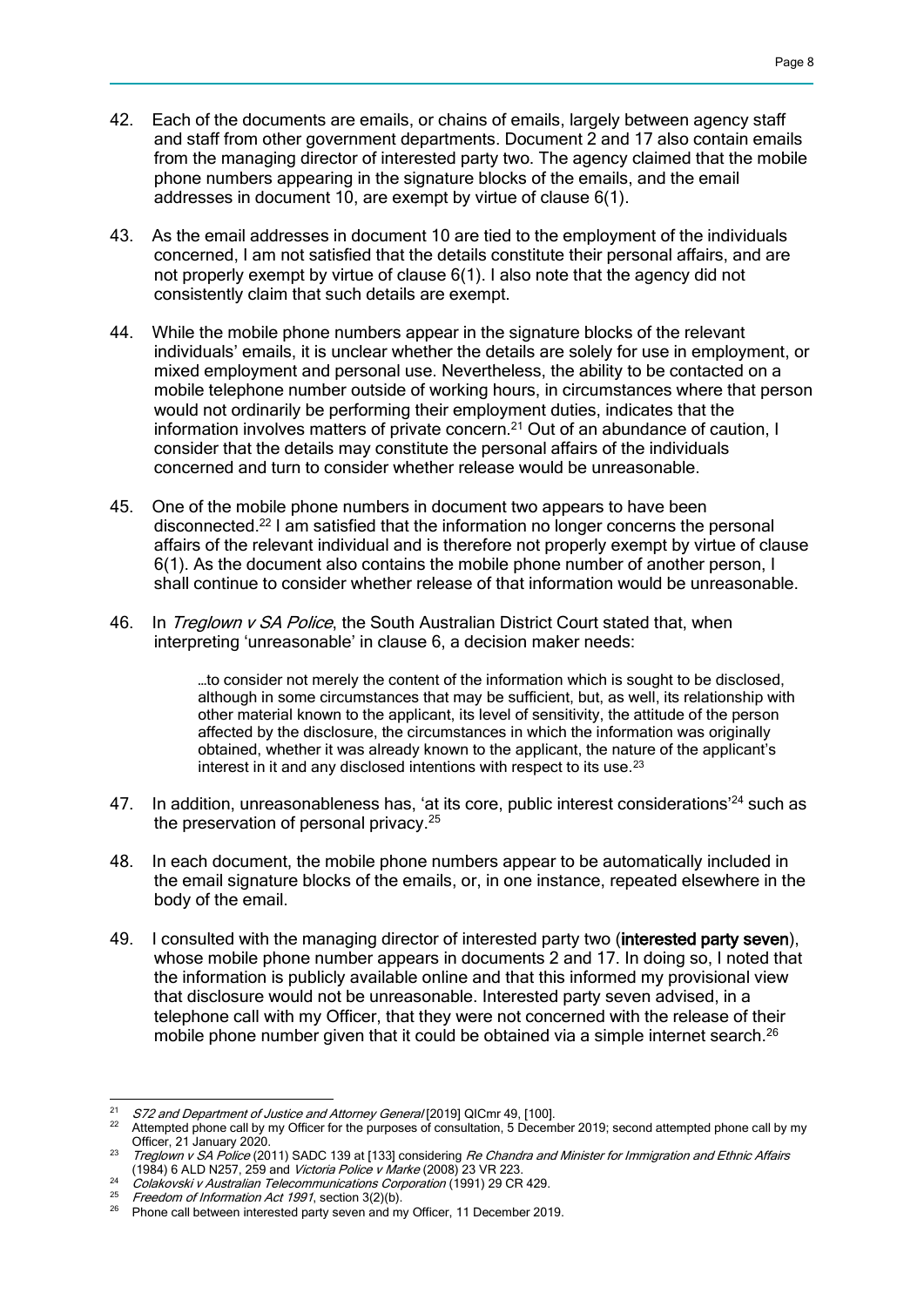42. Each of the documents are emails, or chains of emails, largely between agency staff and staff from other government departments. Document 2 and 17 also contain emails from the managing director of interested party two. The agency claimed that the mobile phone numbers appearing in the signature blocks of the emails, and the email addresses in document 10, are exempt by virtue of clause 6(1).

43. As the email addresses in document 10 are tied to the employment of the individuals concerned, I am not satisfied that the details constitute their personal affairs, and are not properly exempt by virtue of clause 6(1). I also note that the agency did not consistently claim that such details are exempt.

44. While the mobile phone numbers appear in the signature blocks of the relevant individuals' emails, it is unclear whether the details are solely for use in employment, or mixed employment and personal use. Nevertheless, the ability to be contacted on a mobile telephone number outside of working hours, in circumstances where that person would not ordinarily be performing their employment duties, indicates that the information involves matters of private concern.[21] Out of an abundance of caution, I consider that the details may constitute the personal affairs of the individuals concerned and turn to consider whether release would be unreasonable.

45. One of the mobile phone numbers in document two appears to have been disconnected.[22] I am satisfied that the information no longer concerns the personal affairs of the relevant individual and is therefore not properly exempt by virtue of clause 6(1). As the document also contains the mobile phone number of another person, I shall continue to consider whether release of that information would be unreasonable.

46. In *Treglown v SA Police*, the South Australian District Court stated that, when interpreting 'unreasonable' in clause 6, a decision maker needs:

> …to consider not merely the content of the information which is sought to be disclosed, although in some circumstances that may be sufficient, but, as well, its relationship with other material known to the applicant, its level of sensitivity, the attitude of the person affected by the disclosure, the circumstances in which the information was originally obtained, whether it was already known to the applicant, the nature of the applicant's interest in it and any disclosed intentions with respect to its use.[23]

47. In addition, unreasonableness has, 'at its core, public interest considerations'[24] such as the preservation of personal privacy.[25]

48. In each document, the mobile phone numbers appear to be automatically included in the email signature blocks of the emails, or, in one instance, repeated elsewhere in the body of the email.

49. I consulted with the managing director of interested party two (**interested party seven**), whose mobile phone number appears in documents 2 and 17. In doing so, I noted that the information is publicly available online and that this informed my provisional view that disclosure would not be unreasonable. Interested party seven advised, in a telephone call with my Officer, that they were not concerned with the release of their mobile phone number given that it could be obtained via a simple internet search.[26]

---

[21] *S72 and Department of Justice and Attorney General* [2019] QICmr 49, [100].

[22] Attempted phone call by my Officer for the purposes of consultation, 5 December 2019; second attempted phone call by my Officer, 21 January 2020.

[23] *Treglown v SA Police* (2011) SADC 139 at [133] considering *Re Chandra and Minister for Immigration and Ethnic Affairs* (1984) 6 ALD N257, 259 and *Victoria Police v Marke* (2008) 23 VR 223.

[24] *Colakovski v Australian Telecommunications Corporation* (1991) 29 CR 429.

[25] *Freedom of Information Act 1991*, section 3(2)(b).

[26] Phone call between interested party seven and my Officer, 11 December 2019.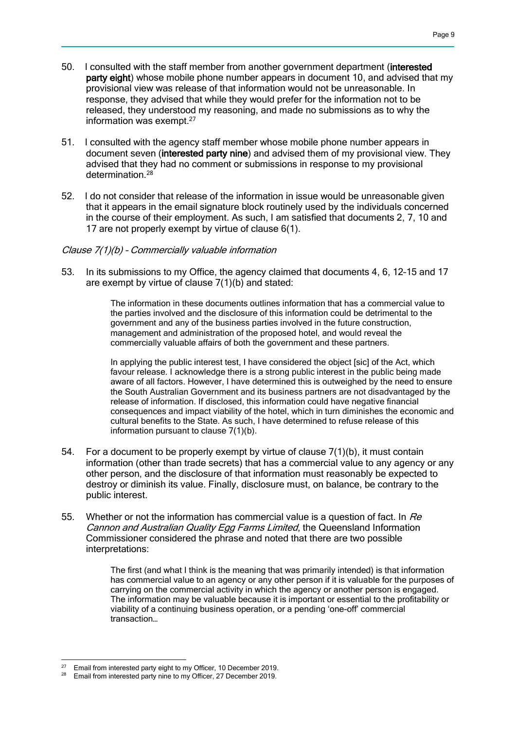50. I consulted with the staff member from another government department (**interested party eight**) whose mobile phone number appears in document 10, and advised that my provisional view was release of that information would not be unreasonable. In response, they advised that while they would prefer for the information not to be released, they understood my reasoning, and made no submissions as to why the information was exempt.[27]

51. I consulted with the agency staff member whose mobile phone number appears in document seven (**interested party nine**) and advised them of my provisional view. They advised that they had no comment or submissions in response to my provisional determination.[28]

52. I do not consider that release of the information in issue would be unreasonable given that it appears in the email signature block routinely used by the individuals concerned in the course of their employment. As such, I am satisfied that documents 2, 7, 10 and 17 are not properly exempt by virtue of clause 6(1).

*Clause 7(1)(b) – Commercially valuable information*

53. In its submissions to my Office, the agency claimed that documents 4, 6, 12-15 and 17 are exempt by virtue of clause 7(1)(b) and stated:

> The information in these documents outlines information that has a commercial value to the parties involved and the disclosure of this information could be detrimental to the government and any of the business parties involved in the future construction, management and administration of the proposed hotel, and would reveal the commercially valuable affairs of both the government and these partners.
>
> In applying the public interest test, I have considered the object [sic] of the Act, which favour release. I acknowledge there is a strong public interest in the public being made aware of all factors. However, I have determined this is outweighed by the need to ensure the South Australian Government and its business partners are not disadvantaged by the release of information. If disclosed, this information could have negative financial consequences and impact viability of the hotel, which in turn diminishes the economic and cultural benefits to the State. As such, I have determined to refuse release of this information pursuant to clause 7(1)(b).

54. For a document to be properly exempt by virtue of clause 7(1)(b), it must contain information (other than trade secrets) that has a commercial value to any agency or any other person, and the disclosure of that information must reasonably be expected to destroy or diminish its value. Finally, disclosure must, on balance, be contrary to the public interest.

55. Whether or not the information has commercial value is a question of fact. In *Re Cannon and Australian Quality Egg Farms Limited*, the Queensland Information Commissioner considered the phrase and noted that there are two possible interpretations:

> The first (and what I think is the meaning that was primarily intended) is that information has commercial value to an agency or any other person if it is valuable for the purposes of carrying on the commercial activity in which the agency or another person is engaged. The information may be valuable because it is important or essential to the profitability or viability of a continuing business operation, or a pending 'one-off' commercial transaction…

---

[27] Email from interested party eight to my Officer, 10 December 2019.

[28] Email from interested party nine to my Officer, 27 December 2019.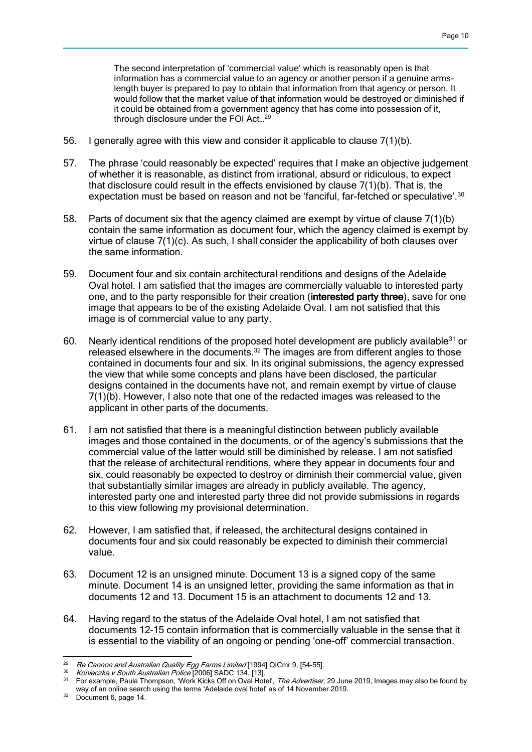> The second interpretation of 'commercial value' which is reasonably open is that information has a commercial value to an agency or another person if a genuine arms-length buyer is prepared to pay to obtain that information from that agency or person. It would follow that the market value of that information would be destroyed or diminished if it could be obtained from a government agency that has come into possession of it, through disclosure under the FOI Act…[29]

56. I generally agree with this view and consider it applicable to clause 7(1)(b).

57. The phrase 'could reasonably be expected' requires that I make an objective judgement of whether it is reasonable, as distinct from irrational, absurd or ridiculous, to expect that disclosure could result in the effects envisioned by clause 7(1)(b). That is, the expectation must be based on reason and not be 'fanciful, far-fetched or speculative'.[30]

58. Parts of document six that the agency claimed are exempt by virtue of clause 7(1)(b) contain the same information as document four, which the agency claimed is exempt by virtue of clause 7(1)(c). As such, I shall consider the applicability of both clauses over the same information.

59. Document four and six contain architectural renditions and designs of the Adelaide Oval hotel. I am satisfied that the images are commercially valuable to interested party one, and to the party responsible for their creation (**interested party three**), save for one image that appears to be of the existing Adelaide Oval. I am not satisfied that this image is of commercial value to any party.

60. Nearly identical renditions of the proposed hotel development are publicly available[31] or released elsewhere in the documents.[32] The images are from different angles to those contained in documents four and six. In its original submissions, the agency expressed the view that while some concepts and plans have been disclosed, the particular designs contained in the documents have not, and remain exempt by virtue of clause 7(1)(b). However, I also note that one of the redacted images was released to the applicant in other parts of the documents.

61. I am not satisfied that there is a meaningful distinction between publicly available images and those contained in the documents, or of the agency's submissions that the commercial value of the latter would still be diminished by release. I am not satisfied that the release of architectural renditions, where they appear in documents four and six, could reasonably be expected to destroy or diminish their commercial value, given that substantially similar images are already in publicly available. The agency, interested party one and interested party three did not provide submissions in regards to this view following my provisional determination.

62. However, I am satisfied that, if released, the architectural designs contained in documents four and six could reasonably be expected to diminish their commercial value.

63. Document 12 is an unsigned minute. Document 13 is a signed copy of the same minute. Document 14 is an unsigned letter, providing the same information as that in documents 12 and 13. Document 15 is an attachment to documents 12 and 13.

64. Having regard to the status of the Adelaide Oval hotel, I am not satisfied that documents 12-15 contain information that is commercially valuable in the sense that it is essential to the viability of an ongoing or pending 'one-off' commercial transaction.

---

[29] *Re Cannon and Australian Quality Egg Farms Limited* [1994] QICmr 9, [54-55].

[30] *Konieczka v South Australian Police* [2006] SADC 134, [13].

[31] For example, Paula Thompson, 'Work Kicks Off on Oval Hotel', *The Advertiser*, 29 June 2019, Images may also be found by way of an online search using the terms 'Adelaide oval hotel' as of 14 November 2019.

[32] Document 6, page 14.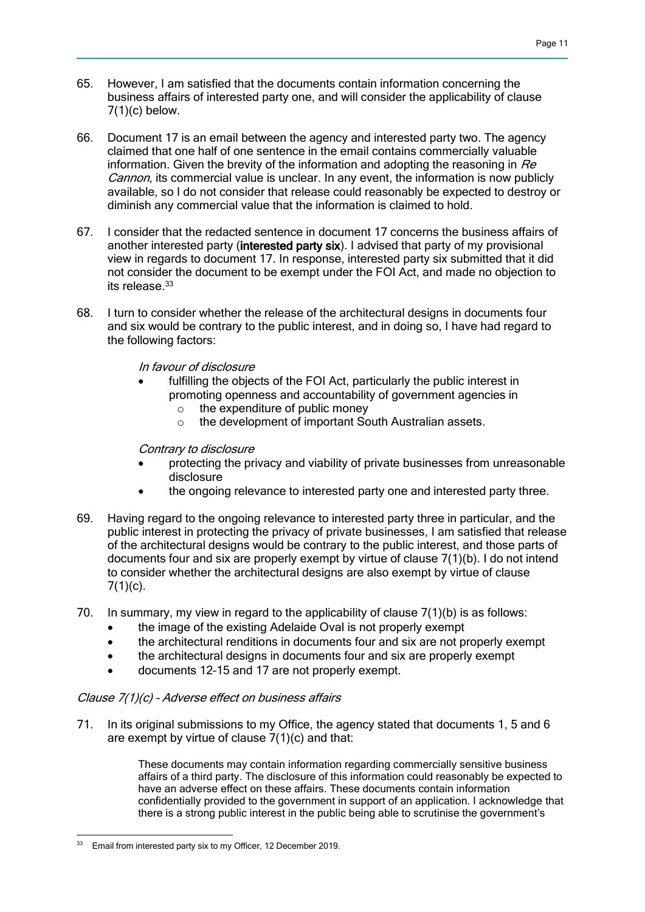65. However, I am satisfied that the documents contain information concerning the business affairs of interested party one, and will consider the applicability of clause 7(1)(c) below.

66. Document 17 is an email between the agency and interested party two. The agency claimed that one half of one sentence in the email contains commercially valuable information. Given the brevity of the information and adopting the reasoning in *Re Cannon*, its commercial value is unclear. In any event, the information is now publicly available, so I do not consider that release could reasonably be expected to destroy or diminish any commercial value that the information is claimed to hold.

67. I consider that the redacted sentence in document 17 concerns the business affairs of another interested party (**interested party six**). I advised that party of my provisional view in regards to document 17. In response, interested party six submitted that it did not consider the document to be exempt under the FOI Act, and made no objection to its release.[33]

68. I turn to consider whether the release of the architectural designs in documents four and six would be contrary to the public interest, and in doing so, I have had regard to the following factors:

    *In favour of disclosure*

    - fulfilling the objects of the FOI Act, particularly the public interest in promoting openness and accountability of government agencies in
        - the expenditure of public money
        - the development of important South Australian assets.

    *Contrary to disclosure*

    - protecting the privacy and viability of private businesses from unreasonable disclosure
    - the ongoing relevance to interested party one and interested party three.

69. Having regard to the ongoing relevance to interested party three in particular, and the public interest in protecting the privacy of private businesses, I am satisfied that release of the architectural designs would be contrary to the public interest, and those parts of documents four and six are properly exempt by virtue of clause 7(1)(b). I do not intend to consider whether the architectural designs are also exempt by virtue of clause 7(1)(c).

70. In summary, my view in regard to the applicability of clause 7(1)(b) is as follows:
    - the image of the existing Adelaide Oval is not properly exempt
    - the architectural renditions in documents four and six are not properly exempt
    - the architectural designs in documents four and six are properly exempt
    - documents 12-15 and 17 are not properly exempt.

*Clause 7(1)(c) - Adverse effect on business affairs*

71. In its original submissions to my Office, the agency stated that documents 1, 5 and 6 are exempt by virtue of clause 7(1)(c) and that:

    > These documents may contain information regarding commercially sensitive business affairs of a third party. The disclosure of this information could reasonably be expected to have an adverse effect on these affairs. These documents contain information confidentially provided to the government in support of an application. I acknowledge that there is a strong public interest in the public being able to scrutinise the government's

[33] Email from interested party six to my Officer, 12 December 2019.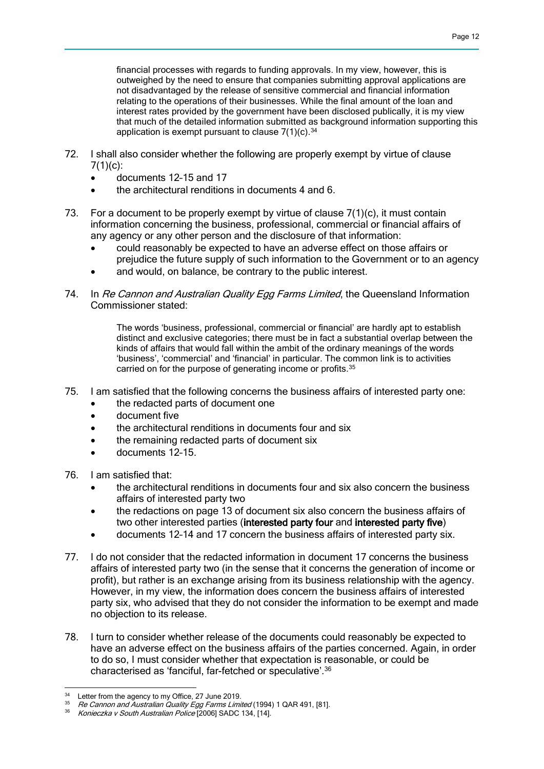> financial processes with regards to funding approvals. In my view, however, this is outweighed by the need to ensure that companies submitting approval applications are not disadvantaged by the release of sensitive commercial and financial information relating to the operations of their businesses. While the final amount of the loan and interest rates provided by the government have been disclosed publically, it is my view that much of the detailed information submitted as background information supporting this application is exempt pursuant to clause 7(1)(c).[34]

72. I shall also consider whether the following are properly exempt by virtue of clause 7(1)(c):
    - documents 12-15 and 17
    - the architectural renditions in documents 4 and 6.

73. For a document to be properly exempt by virtue of clause 7(1)(c), it must contain information concerning the business, professional, commercial or financial affairs of any agency or any other person and the disclosure of that information:
    - could reasonably be expected to have an adverse effect on those affairs or prejudice the future supply of such information to the Government or to an agency
    - and would, on balance, be contrary to the public interest.

74. In *Re Cannon and Australian Quality Egg Farms Limited*, the Queensland Information Commissioner stated:

    > The words 'business, professional, commercial or financial' are hardly apt to establish distinct and exclusive categories; there must be in fact a substantial overlap between the kinds of affairs that would fall within the ambit of the ordinary meanings of the words 'business', 'commercial' and 'financial' in particular. The common link is to activities carried on for the purpose of generating income or profits.[35]

75. I am satisfied that the following concerns the business affairs of interested party one:
    - the redacted parts of document one
    - document five
    - the architectural renditions in documents four and six
    - the remaining redacted parts of document six
    - documents 12-15.

76. I am satisfied that:
    - the architectural renditions in documents four and six also concern the business affairs of interested party two
    - the redactions on page 13 of document six also concern the business affairs of two other interested parties (**interested party four** and **interested party five**)
    - documents 12-14 and 17 concern the business affairs of interested party six.

77. I do not consider that the redacted information in document 17 concerns the business affairs of interested party two (in the sense that it concerns the generation of income or profit), but rather is an exchange arising from its business relationship with the agency. However, in my view, the information does concern the business affairs of interested party six, who advised that they do not consider the information to be exempt and made no objection to its release.

78. I turn to consider whether release of the documents could reasonably be expected to have an adverse effect on the business affairs of the parties concerned. Again, in order to do so, I must consider whether that expectation is reasonable, or could be characterised as 'fanciful, far-fetched or speculative'.[36]

---

[34] Letter from the agency to my Office, 27 June 2019.

[35] *Re Cannon and Australian Quality Egg Farms Limited* (1994) 1 QAR 491, [81].

[36] *Konieczka v South Australian Police* [2006] SADC 134, [14].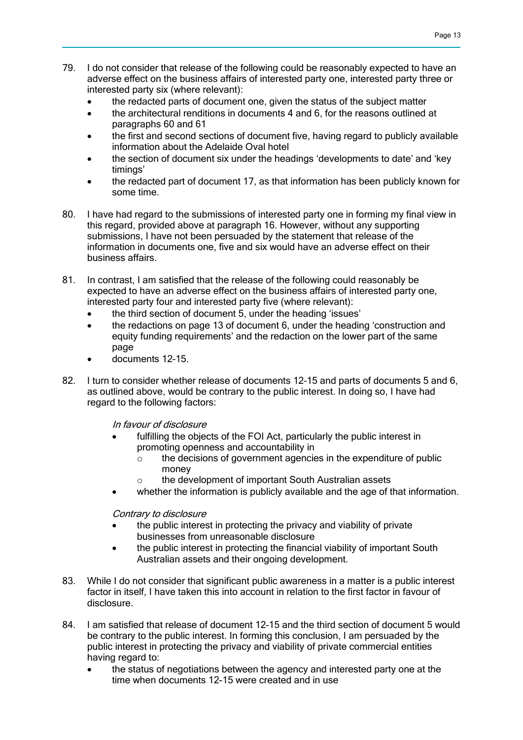79. I do not consider that release of the following could be reasonably expected to have an adverse effect on the business affairs of interested party one, interested party three or interested party six (where relevant):
    - the redacted parts of document one, given the status of the subject matter
    - the architectural renditions in documents 4 and 6, for the reasons outlined at paragraphs 60 and 61
    - the first and second sections of document five, having regard to publicly available information about the Adelaide Oval hotel
    - the section of document six under the headings 'developments to date' and 'key timings'
    - the redacted part of document 17, as that information has been publicly known for some time.

80. I have had regard to the submissions of interested party one in forming my final view in this regard, provided above at paragraph 16. However, without any supporting submissions, I have not been persuaded by the statement that release of the information in documents one, five and six would have an adverse effect on their business affairs.

81. In contrast, I am satisfied that the release of the following could reasonably be expected to have an adverse effect on the business affairs of interested party one, interested party four and interested party five (where relevant):
    - the third section of document 5, under the heading 'issues'
    - the redactions on page 13 of document 6, under the heading 'construction and equity funding requirements' and the redaction on the lower part of the same page
    - documents 12-15.

82. I turn to consider whether release of documents 12-15 and parts of documents 5 and 6, as outlined above, would be contrary to the public interest. In doing so, I have had regard to the following factors:

    *In favour of disclosure*
    - fulfilling the objects of the FOI Act, particularly the public interest in promoting openness and accountability in
        - the decisions of government agencies in the expenditure of public money
        - the development of important South Australian assets
    - whether the information is publicly available and the age of that information.

    *Contrary to disclosure*
    - the public interest in protecting the privacy and viability of private businesses from unreasonable disclosure
    - the public interest in protecting the financial viability of important South Australian assets and their ongoing development.

83. While I do not consider that significant public awareness in a matter is a public interest factor in itself, I have taken this into account in relation to the first factor in favour of disclosure.

84. I am satisfied that release of document 12-15 and the third section of document 5 would be contrary to the public interest. In forming this conclusion, I am persuaded by the public interest in protecting the privacy and viability of private commercial entities having regard to:
    - the status of negotiations between the agency and interested party one at the time when documents 12-15 were created and in use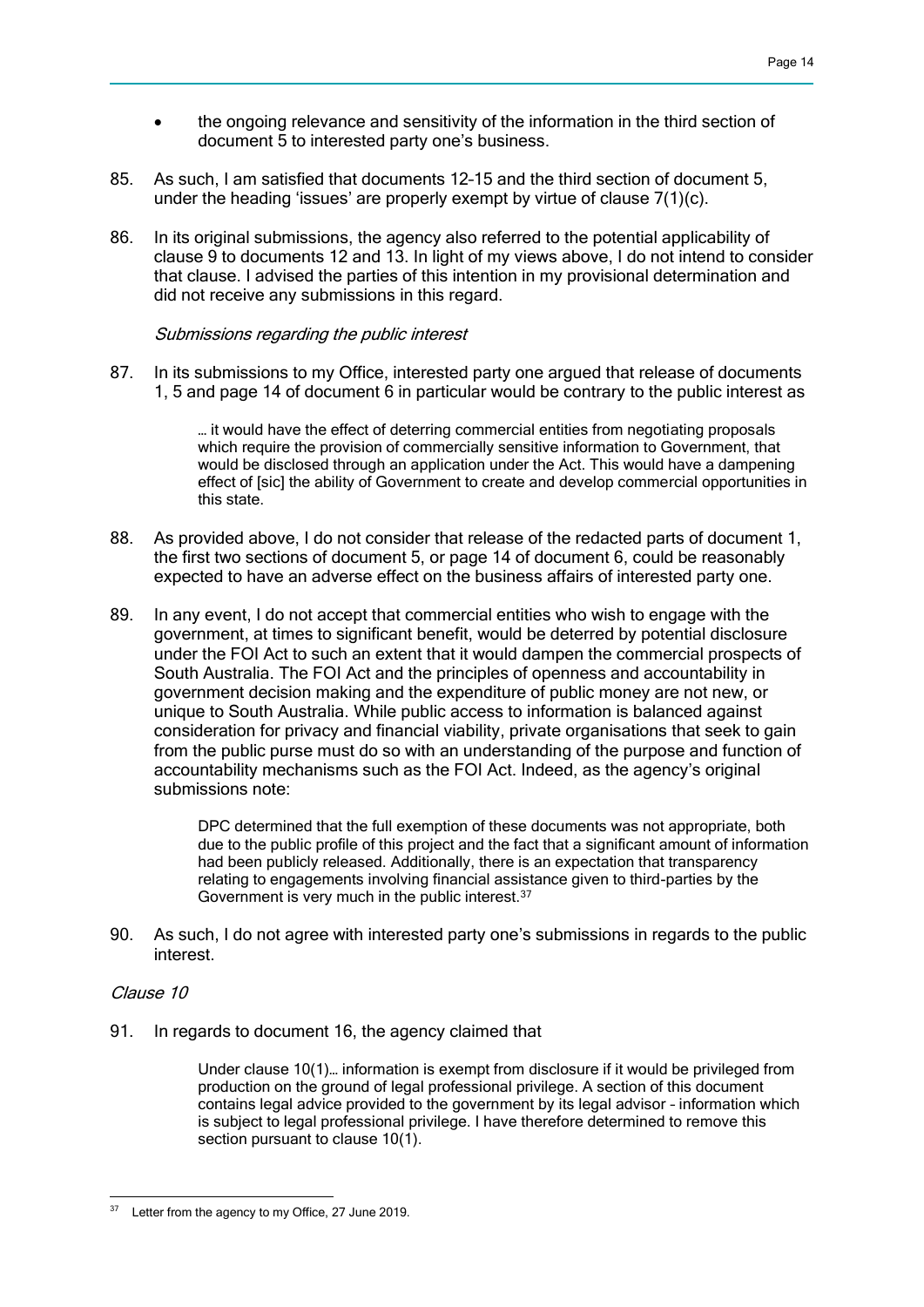- the ongoing relevance and sensitivity of the information in the third section of document 5 to interested party one's business.

85. As such, I am satisfied that documents 12-15 and the third section of document 5, under the heading 'issues' are properly exempt by virtue of clause 7(1)(c).

86. In its original submissions, the agency also referred to the potential applicability of clause 9 to documents 12 and 13. In light of my views above, I do not intend to consider that clause. I advised the parties of this intention in my provisional determination and did not receive any submissions in this regard.

*Submissions regarding the public interest*

87. In its submissions to my Office, interested party one argued that release of documents 1, 5 and page 14 of document 6 in particular would be contrary to the public interest as

> … it would have the effect of deterring commercial entities from negotiating proposals which require the provision of commercially sensitive information to Government, that would be disclosed through an application under the Act. This would have a dampening effect of [sic] the ability of Government to create and develop commercial opportunities in this state.

88. As provided above, I do not consider that release of the redacted parts of document 1, the first two sections of document 5, or page 14 of document 6, could be reasonably expected to have an adverse effect on the business affairs of interested party one.

89. In any event, I do not accept that commercial entities who wish to engage with the government, at times to significant benefit, would be deterred by potential disclosure under the FOI Act to such an extent that it would dampen the commercial prospects of South Australia. The FOI Act and the principles of openness and accountability in government decision making and the expenditure of public money are not new, or unique to South Australia. While public access to information is balanced against consideration for privacy and financial viability, private organisations that seek to gain from the public purse must do so with an understanding of the purpose and function of accountability mechanisms such as the FOI Act. Indeed, as the agency's original submissions note:

> DPC determined that the full exemption of these documents was not appropriate, both due to the public profile of this project and the fact that a significant amount of information had been publicly released. Additionally, there is an expectation that transparency relating to engagements involving financial assistance given to third-parties by the Government is very much in the public interest.[37]

90. As such, I do not agree with interested party one's submissions in regards to the public interest.

*Clause 10*

91. In regards to document 16, the agency claimed that

> Under clause 10(1)… information is exempt from disclosure if it would be privileged from production on the ground of legal professional privilege. A section of this document contains legal advice provided to the government by its legal advisor – information which is subject to legal professional privilege. I have therefore determined to remove this section pursuant to clause 10(1).

---

[37] Letter from the agency to my Office, 27 June 2019.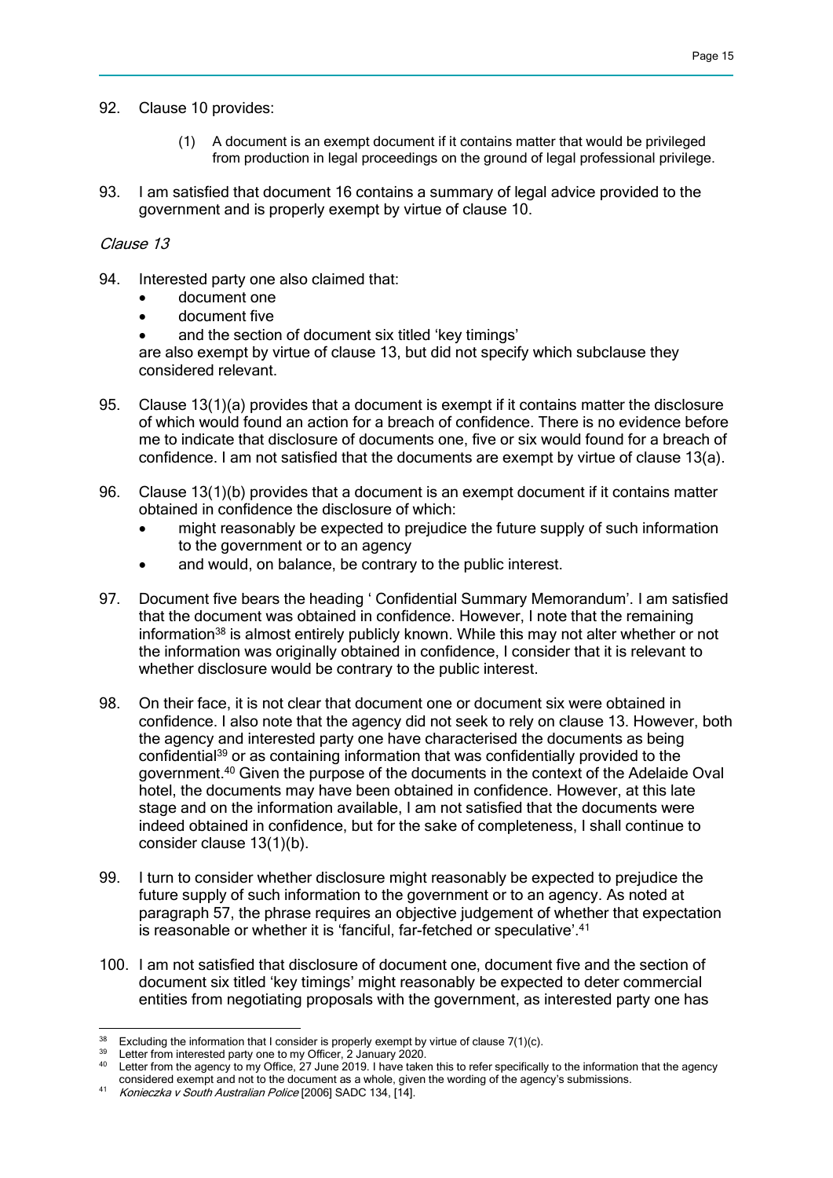92. Clause 10 provides:

    (1) A document is an exempt document if it contains matter that would be privileged from production in legal proceedings on the ground of legal professional privilege.

93. I am satisfied that document 16 contains a summary of legal advice provided to the government and is properly exempt by virtue of clause 10.

*Clause 13*

94. Interested party one also claimed that:
    - document one
    - document five
    - and the section of document six titled 'key timings'

    are also exempt by virtue of clause 13, but did not specify which subclause they considered relevant.

95. Clause 13(1)(a) provides that a document is exempt if it contains matter the disclosure of which would found an action for a breach of confidence. There is no evidence before me to indicate that disclosure of documents one, five or six would found for a breach of confidence. I am not satisfied that the documents are exempt by virtue of clause 13(a).

96. Clause 13(1)(b) provides that a document is an exempt document if it contains matter obtained in confidence the disclosure of which:
    - might reasonably be expected to prejudice the future supply of such information to the government or to an agency
    - and would, on balance, be contrary to the public interest.

97. Document five bears the heading ' Confidential Summary Memorandum'. I am satisfied that the document was obtained in confidence. However, I note that the remaining information[38] is almost entirely publicly known. While this may not alter whether or not the information was originally obtained in confidence, I consider that it is relevant to whether disclosure would be contrary to the public interest.

98. On their face, it is not clear that document one or document six were obtained in confidence. I also note that the agency did not seek to rely on clause 13. However, both the agency and interested party one have characterised the documents as being confidential[39] or as containing information that was confidentially provided to the government.[40] Given the purpose of the documents in the context of the Adelaide Oval hotel, the documents may have been obtained in confidence. However, at this late stage and on the information available, I am not satisfied that the documents were indeed obtained in confidence, but for the sake of completeness, I shall continue to consider clause 13(1)(b).

99. I turn to consider whether disclosure might reasonably be expected to prejudice the future supply of such information to the government or to an agency. As noted at paragraph 57, the phrase requires an objective judgement of whether that expectation is reasonable or whether it is 'fanciful, far-fetched or speculative'.[41]

100. I am not satisfied that disclosure of document one, document five and the section of document six titled 'key timings' might reasonably be expected to deter commercial entities from negotiating proposals with the government, as interested party one has

---

[38] Excluding the information that I consider is properly exempt by virtue of clause 7(1)(c).

[39] Letter from interested party one to my Officer, 2 January 2020.

[40] Letter from the agency to my Office, 27 June 2019. I have taken this to refer specifically to the information that the agency considered exempt and not to the document as a whole, given the wording of the agency's submissions.

[41] *Konieczka v South Australian Police* [2006] SADC 134, [14].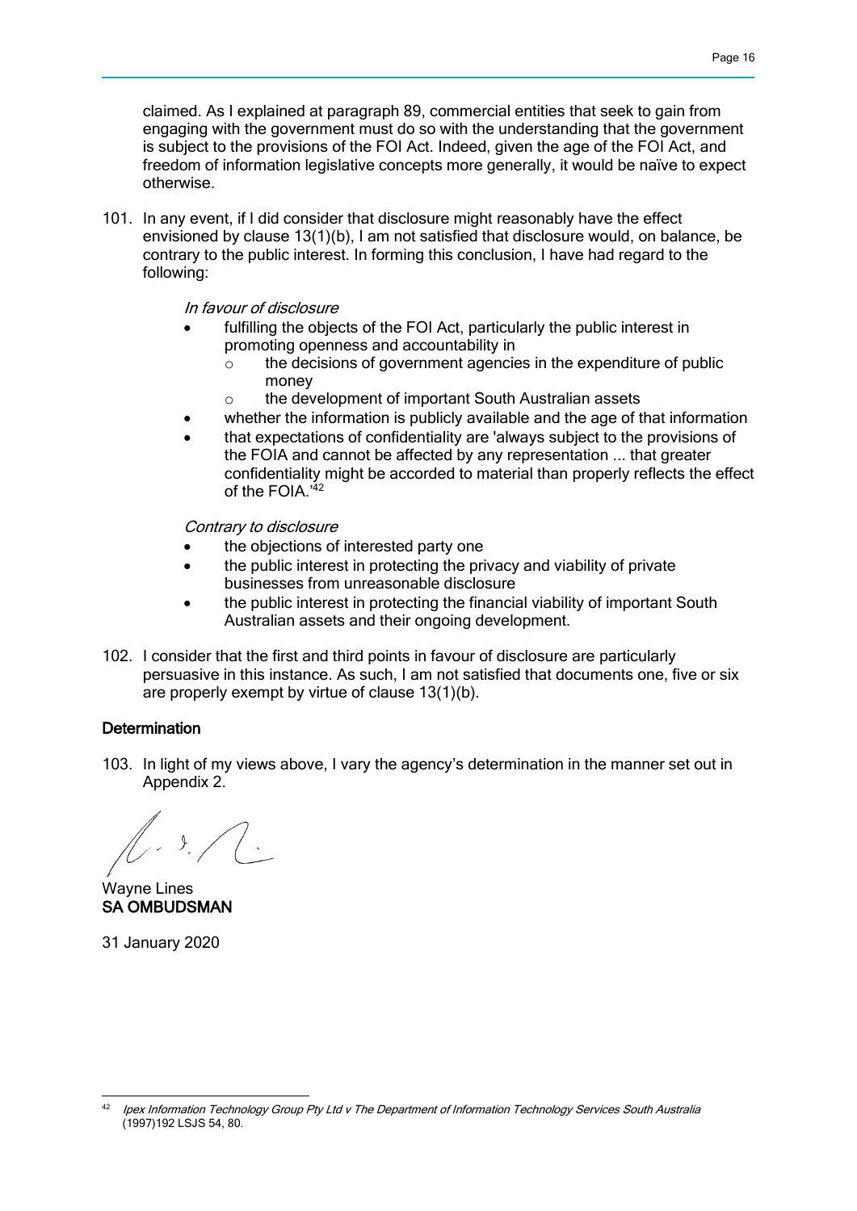claimed. As I explained at paragraph 89, commercial entities that seek to gain from engaging with the government must do so with the understanding that the government is subject to the provisions of the FOI Act. Indeed, given the age of the FOI Act, and freedom of information legislative concepts more generally, it would be naïve to expect otherwise.

101. In any event, if I did consider that disclosure might reasonably have the effect envisioned by clause 13(1)(b), I am not satisfied that disclosure would, on balance, be contrary to the public interest. In forming this conclusion, I have had regard to the following:

    *In favour of disclosure*

    - fulfilling the objects of the FOI Act, particularly the public interest in promoting openness and accountability in
        - the decisions of government agencies in the expenditure of public money
        - the development of important South Australian assets
    - whether the information is publicly available and the age of that information
    - that expectations of confidentiality are 'always subject to the provisions of the FOIA and cannot be affected by any representation ... that greater confidentiality might be accorded to material than properly reflects the effect of the FOIA.'[42]

    *Contrary to disclosure*

    - the objections of interested party one
    - the public interest in protecting the privacy and viability of private businesses from unreasonable disclosure
    - the public interest in protecting the financial viability of important South Australian assets and their ongoing development.

102. I consider that the first and third points in favour of disclosure are particularly persuasive in this instance. As such, I am not satisfied that documents one, five or six are properly exempt by virtue of clause 13(1)(b).

### Determination

103. In light of my views above, I vary the agency's determination in the manner set out in Appendix 2.

Wayne Lines
**SA OMBUDSMAN**

31 January 2020

---

[42] *Ipex Information Technology Group Pty Ltd v The Department of Information Technology Services South Australia* (1997)192 LSJS 54, 80.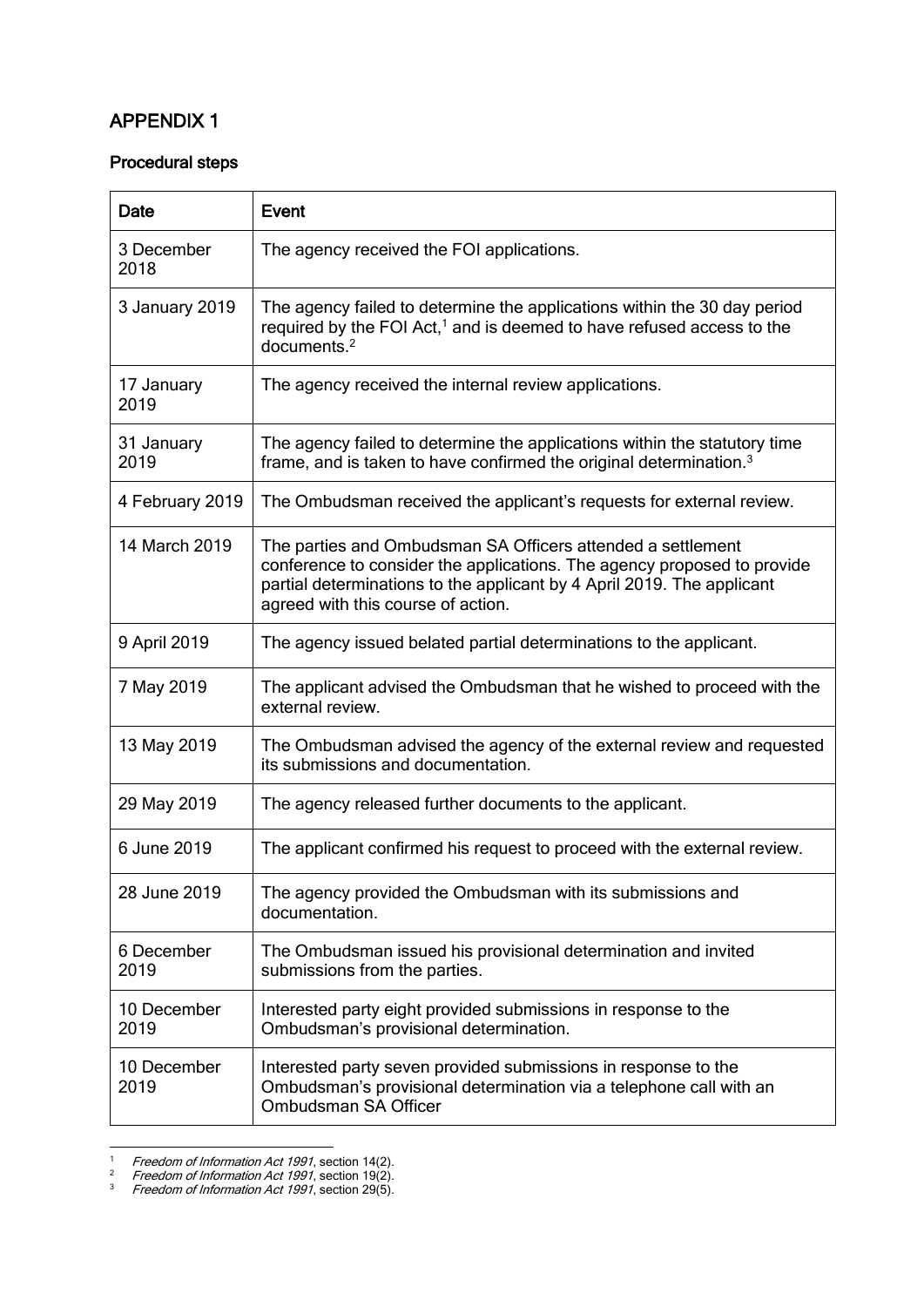## APPENDIX 1

### Procedural steps

| Date | Event |
|---|---|
| 3 December 2018 | The agency received the FOI applications. |
| 3 January 2019 | The agency failed to determine the applications within the 30 day period required by the FOI Act,[1] and is deemed to have refused access to the documents.[2] |
| 17 January 2019 | The agency received the internal review applications. |
| 31 January 2019 | The agency failed to determine the applications within the statutory time frame, and is taken to have confirmed the original determination.[3] |
| 4 February 2019 | The Ombudsman received the applicant's requests for external review. |
| 14 March 2019 | The parties and Ombudsman SA Officers attended a settlement conference to consider the applications. The agency proposed to provide partial determinations to the applicant by 4 April 2019. The applicant agreed with this course of action. |
| 9 April 2019 | The agency issued belated partial determinations to the applicant. |
| 7 May 2019 | The applicant advised the Ombudsman that he wished to proceed with the external review. |
| 13 May 2019 | The Ombudsman advised the agency of the external review and requested its submissions and documentation. |
| 29 May 2019 | The agency released further documents to the applicant. |
| 6 June 2019 | The applicant confirmed his request to proceed with the external review. |
| 28 June 2019 | The agency provided the Ombudsman with its submissions and documentation. |
| 6 December 2019 | The Ombudsman issued his provisional determination and invited submissions from the parties. |
| 10 December 2019 | Interested party eight provided submissions in response to the Ombudsman's provisional determination. |
| 10 December 2019 | Interested party seven provided submissions in response to the Ombudsman's provisional determination via a telephone call with an Ombudsman SA Officer |

[1] *Freedom of Information Act 1991*, section 14(2).
[2] *Freedom of Information Act 1991*, section 19(2).
[3] *Freedom of Information Act 1991*, section 29(5).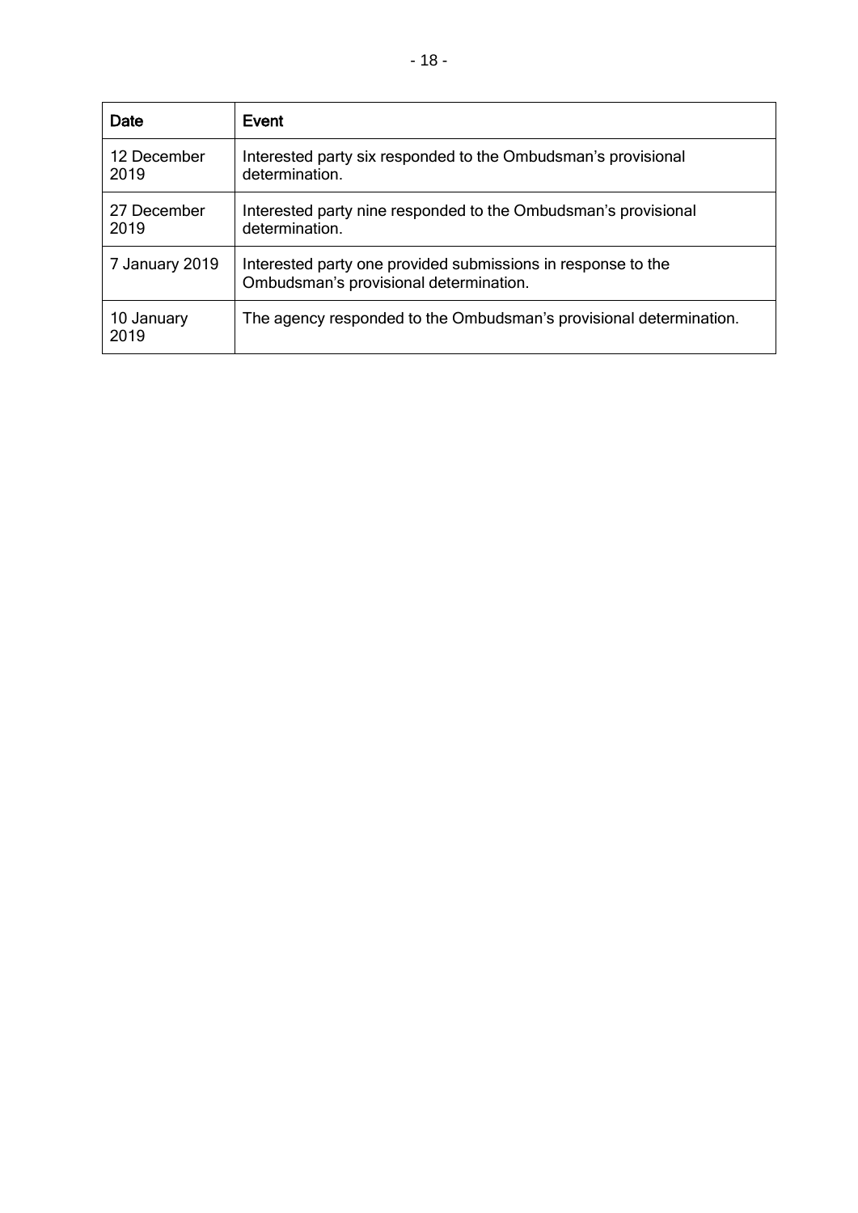| Date | Event |
| --- | --- |
| 12 December 2019 | Interested party six responded to the Ombudsman's provisional determination. |
| 27 December 2019 | Interested party nine responded to the Ombudsman's provisional determination. |
| 7 January 2019 | Interested party one provided submissions in response to the Ombudsman's provisional determination. |
| 10 January 2019 | The agency responded to the Ombudsman's provisional determination. |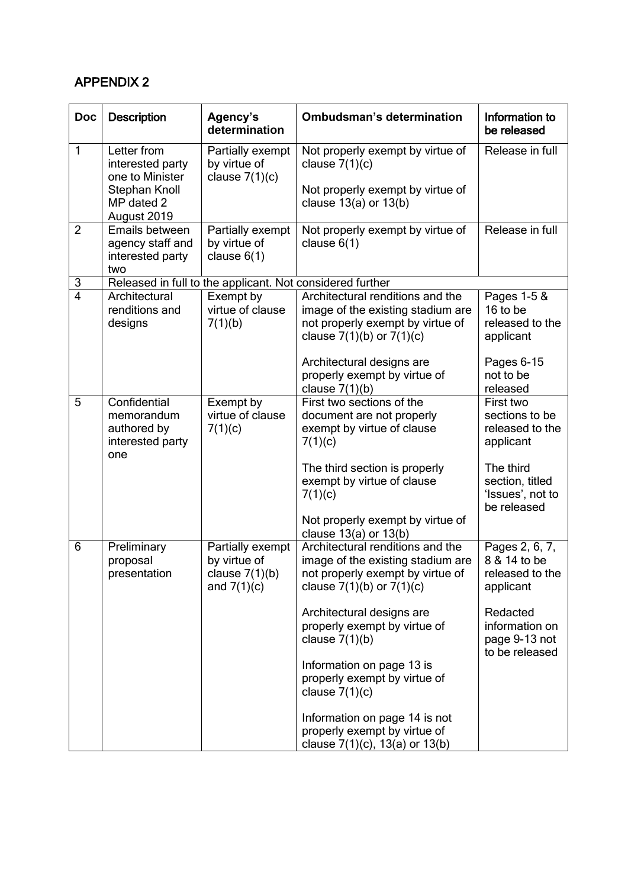## APPENDIX 2

| Doc | Description | Agency's determination | Ombudsman's determination | Information to be released |
|---|---|---|---|---|
| 1 | Letter from interested party one to Minister Stephan Knoll MP dated 2 August 2019 | Partially exempt by virtue of clause 7(1)(c) | Not properly exempt by virtue of clause 7(1)(c)<br><br>Not properly exempt by virtue of clause 13(a) or 13(b) | Release in full |
| 2 | Emails between agency staff and interested party two | Partially exempt by virtue of clause 6(1) | Not properly exempt by virtue of clause 6(1) | Release in full |
| 3 | Released in full to the applicant. Not considered further | | | |
| 4 | Architectural renditions and designs | Exempt by virtue of clause 7(1)(b) | Architectural renditions and the image of the existing stadium are not properly exempt by virtue of clause 7(1)(b) or 7(1)(c)<br><br>Architectural designs are properly exempt by virtue of clause 7(1)(b) | Pages 1-5 & 16 to be released to the applicant<br><br>Pages 6-15 not to be released |
| 5 | Confidential memorandum authored by interested party one | Exempt by virtue of clause 7(1)(c) | First two sections of the document are not properly exempt by virtue of clause 7(1)(c)<br><br>The third section is properly exempt by virtue of clause 7(1)(c)<br><br>Not properly exempt by virtue of clause 13(a) or 13(b) | First two sections to be released to the applicant<br><br>The third section, titled 'Issues', not to be released |
| 6 | Preliminary proposal presentation | Partially exempt by virtue of clause 7(1)(b) and 7(1)(c) | Architectural renditions and the image of the existing stadium are not properly exempt by virtue of clause 7(1)(b) or 7(1)(c)<br><br>Architectural designs are properly exempt by virtue of clause 7(1)(b)<br><br>Information on page 13 is properly exempt by virtue of clause 7(1)(c)<br><br>Information on page 14 is not properly exempt by virtue of clause 7(1)(c), 13(a) or 13(b) | Pages 2, 6, 7, 8 & 14 to be released to the applicant<br><br>Redacted information on page 9-13 not to be released |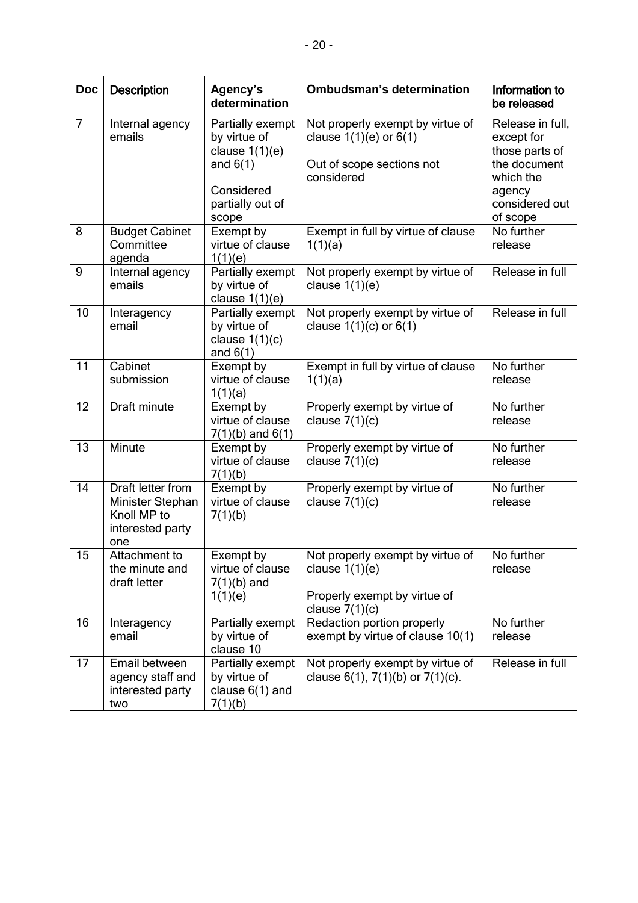| Doc | Description | Agency's determination | Ombudsman's determination | Information to be released |
|---|---|---|---|---|
| 7 | Internal agency emails | Partially exempt by virtue of clause 1(1)(e) and 6(1)<br><br>Considered partially out of scope | Not properly exempt by virtue of clause 1(1)(e) or 6(1)<br><br>Out of scope sections not considered | Release in full, except for those parts of the document which the agency considered out of scope |
| 8 | Budget Cabinet Committee agenda | Exempt by virtue of clause 1(1)(e) | Exempt in full by virtue of clause 1(1)(a) | No further release |
| 9 | Internal agency emails | Partially exempt by virtue of clause 1(1)(e) | Not properly exempt by virtue of clause 1(1)(e) | Release in full |
| 10 | Interagency email | Partially exempt by virtue of clause 1(1)(c) and 6(1) | Not properly exempt by virtue of clause 1(1)(c) or 6(1) | Release in full |
| 11 | Cabinet submission | Exempt by virtue of clause 1(1)(a) | Exempt in full by virtue of clause 1(1)(a) | No further release |
| 12 | Draft minute | Exempt by virtue of clause 7(1)(b) and 6(1) | Properly exempt by virtue of clause 7(1)(c) | No further release |
| 13 | Minute | Exempt by virtue of clause 7(1)(b) | Properly exempt by virtue of clause 7(1)(c) | No further release |
| 14 | Draft letter from Minister Stephan Knoll MP to interested party one | Exempt by virtue of clause 7(1)(b) | Properly exempt by virtue of clause 7(1)(c) | No further release |
| 15 | Attachment to the minute and draft letter | Exempt by virtue of clause 7(1)(b) and 1(1)(e) | Not properly exempt by virtue of clause 1(1)(e)<br><br>Properly exempt by virtue of clause 7(1)(c) | No further release |
| 16 | Interagency email | Partially exempt by virtue of clause 10 | Redaction portion properly exempt by virtue of clause 10(1) | No further release |
| 17 | Email between agency staff and interested party two | Partially exempt by virtue of clause 6(1) and 7(1)(b) | Not properly exempt by virtue of clause 6(1), 7(1)(b) or 7(1)(c). | Release in full |